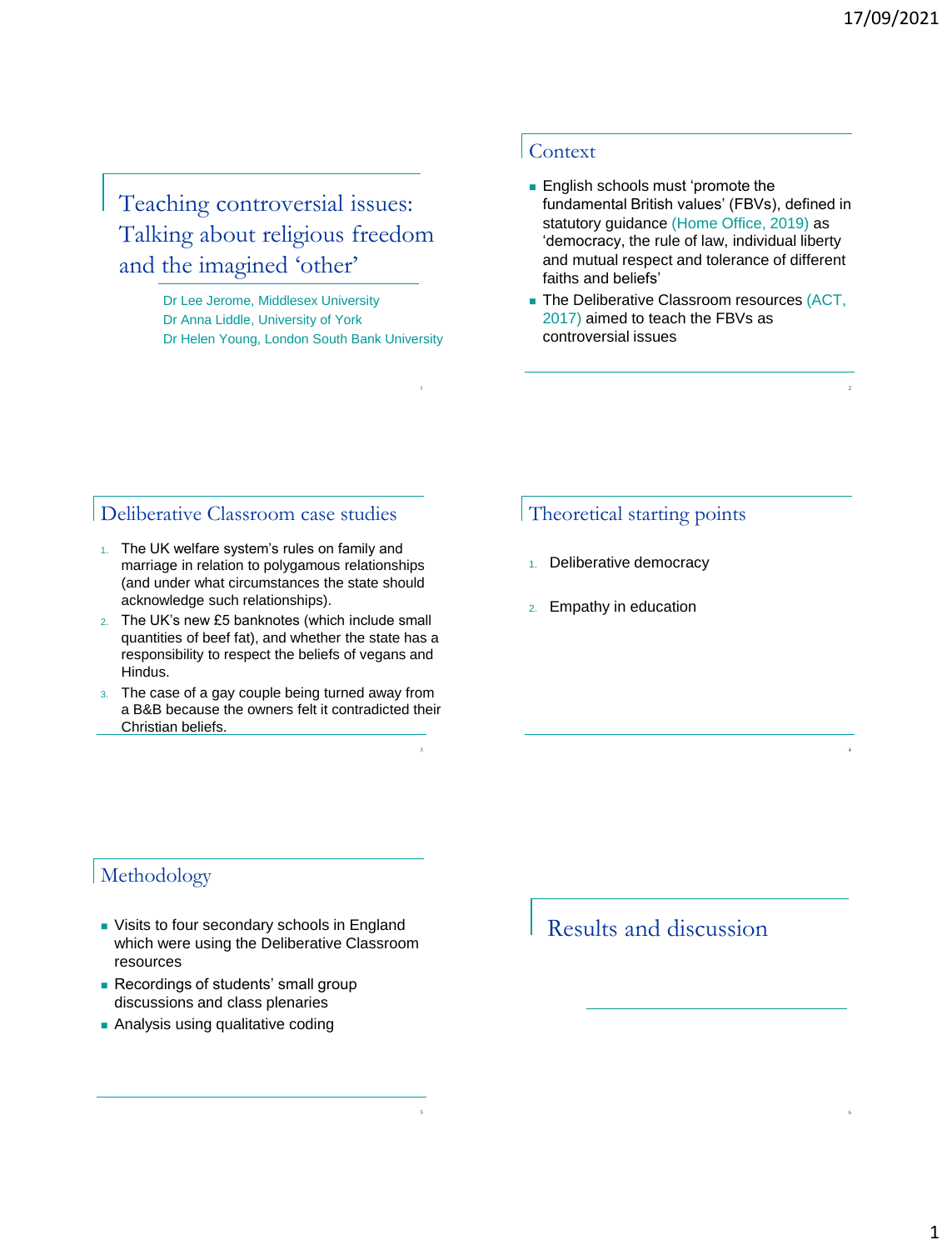# Teaching controversial issues: Talking about religious freedom and the imagined 'other'

Dr Lee Jerome, Middlesex University
Dr Anna Liddle, University of York
Dr Helen Young, London South Bank University

## Context

- English schools must 'promote the fundamental British values' (FBVs), defined in statutory guidance (Home Office, 2019) as 'democracy, the rule of law, individual liberty and mutual respect and tolerance of different faiths and beliefs'
- The Deliberative Classroom resources (ACT, 2017) aimed to teach the FBVs as controversial issues

## Deliberative Classroom case studies

1. The UK welfare system's rules on family and marriage in relation to polygamous relationships (and under what circumstances the state should acknowledge such relationships).
2. The UK's new £5 banknotes (which include small quantities of beef fat), and whether the state has a responsibility to respect the beliefs of vegans and Hindus.
3. The case of a gay couple being turned away from a B&B because the owners felt it contradicted their Christian beliefs.

## Theoretical starting points

1. Deliberative democracy
2. Empathy in education

## Methodology

- Visits to four secondary schools in England which were using the Deliberative Classroom resources
- Recordings of students' small group discussions and class plenaries
- Analysis using qualitative coding

## Results and discussion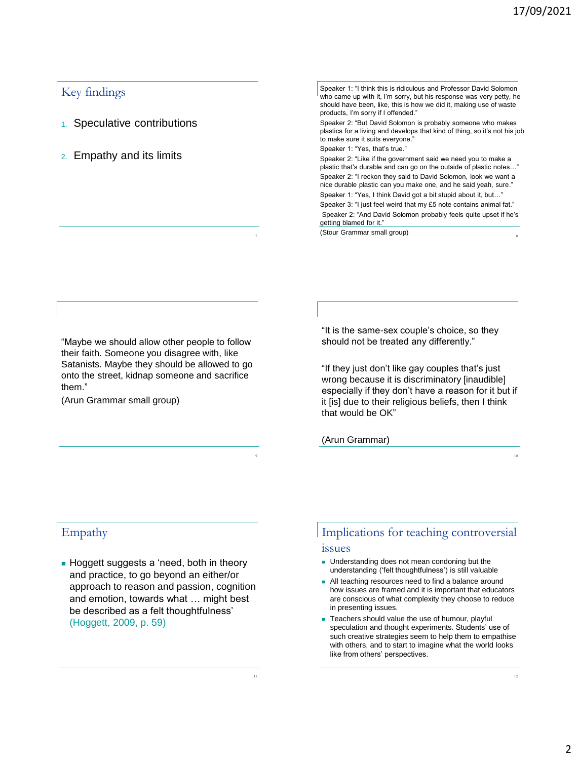## Key findings

1. Speculative contributions
2. Empathy and its limits

Speaker 1: "I think this is ridiculous and Professor David Solomon who came up with it, I'm sorry, but his response was very petty, he should have been, like, this is how we did it, making use of waste products, I'm sorry if I offended."

Speaker 2: "But David Solomon is probably someone who makes plastics for a living and develops that kind of thing, so it's not his job to make sure it suits everyone."

Speaker 1: "Yes, that's true."

Speaker 2: "Like if the government said we need you to make a plastic that's durable and can go on the outside of plastic notes…"

Speaker 2: "I reckon they said to David Solomon, look we want a nice durable plastic can you make one, and he said yeah, sure."

Speaker 1: "Yes, I think David got a bit stupid about it, but…"

Speaker 3: "I just feel weird that my £5 note contains animal fat."

Speaker 2: "And David Solomon probably feels quite upset if he's getting blamed for it."

(Stour Grammar small group)

"Maybe we should allow other people to follow their faith. Someone you disagree with, like Satanists. Maybe they should be allowed to go onto the street, kidnap someone and sacrifice them."

(Arun Grammar small group)

"It is the same-sex couple's choice, so they should not be treated any differently."

"If they just don't like gay couples that's just wrong because it is discriminatory [inaudible] especially if they don't have a reason for it but if it [is] due to their religious beliefs, then I think that would be OK"

(Arun Grammar)

## Empathy

- Hoggett suggests a 'need, both in theory and practice, to go beyond an either/or approach to reason and passion, cognition and emotion, towards what … might best be described as a felt thoughtfulness' (Hoggett, 2009, p. 59)

## Implications for teaching controversial issues

- Understanding does not mean condoning but the understanding ('felt thoughtfulness') is still valuable
- All teaching resources need to find a balance around how issues are framed and it is important that educators are conscious of what complexity they choose to reduce in presenting issues.
- Teachers should value the use of humour, playful speculation and thought experiments. Students' use of such creative strategies seem to help them to empathise with others, and to start to imagine what the world looks like from others' perspectives.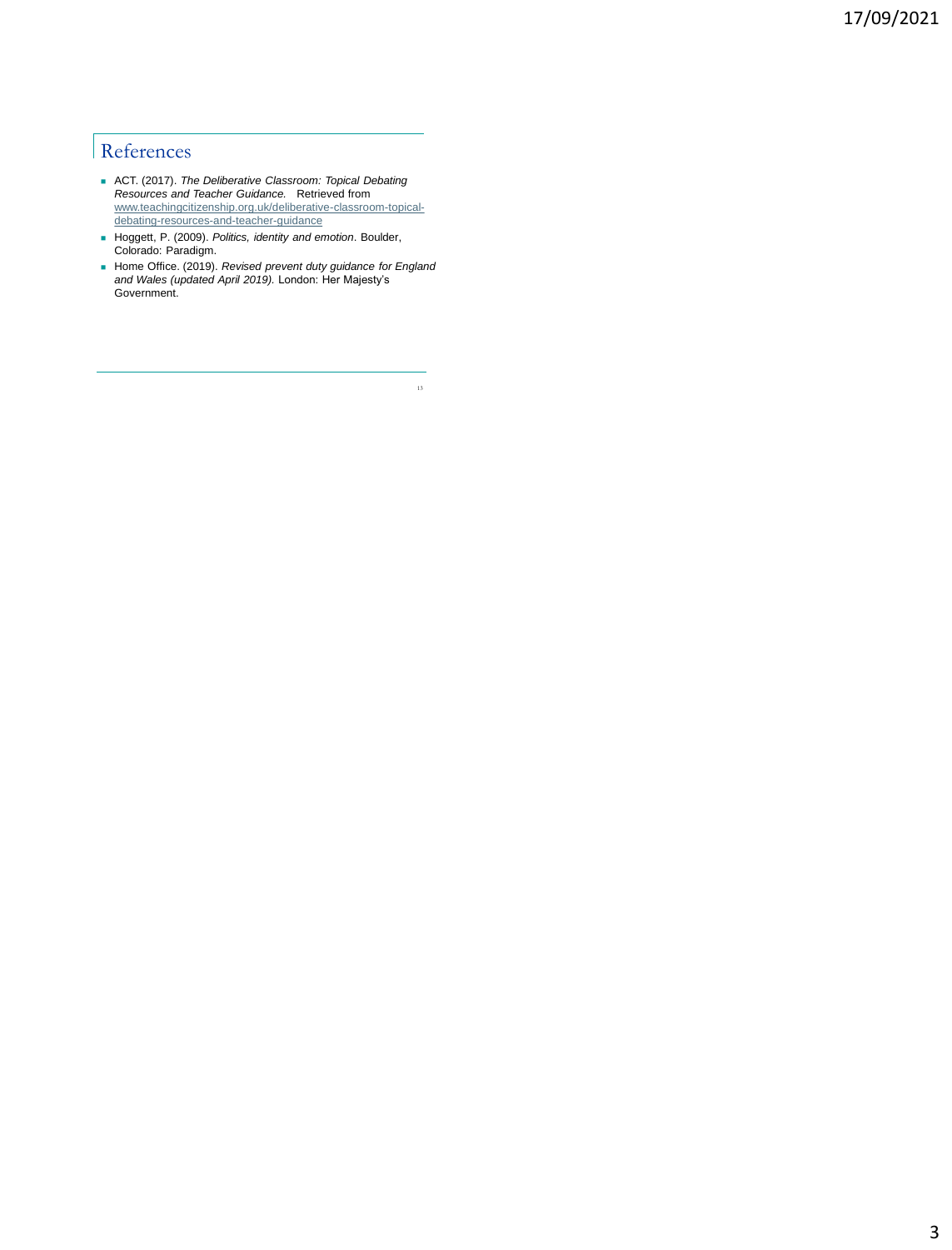## References

- ACT. (2017). *The Deliberative Classroom: Topical Debating Resources and Teacher Guidance.* Retrieved from www.teachingcitizenship.org.uk/deliberative-classroom-topical-debating-resources-and-teacher-guidance
- Hoggett, P. (2009). *Politics, identity and emotion*. Boulder, Colorado: Paradigm.
- Home Office. (2019). *Revised prevent duty guidance for England and Wales (updated April 2019).* London: Her Majesty's Government.